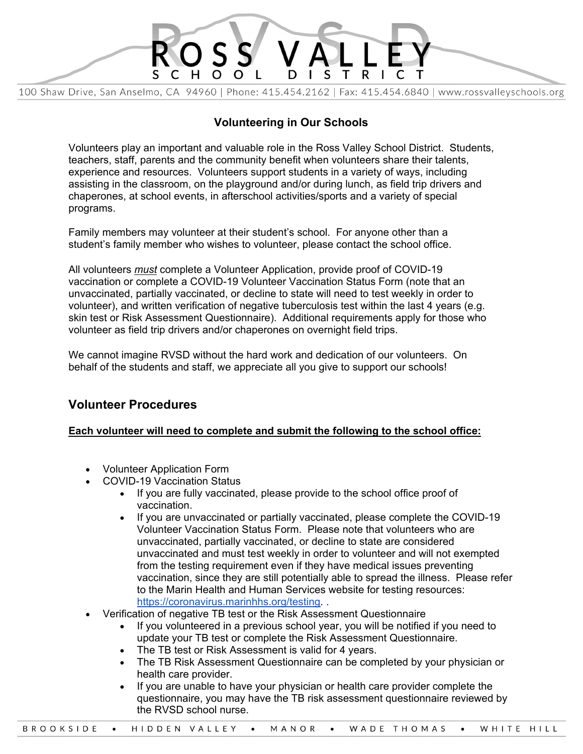# ROSS VALLEY SCHOOL DISTRICT

100 Shaw Drive, San Anselmo, CA 94960 | Phone: 415.454.2162 | Fax: 415.454.6840 | www.rossvalleyschools.org

## Volunteering in Our Schools

Volunteers play an important and valuable role in the Ross Valley School District. Students, teachers, staff, parents and the community benefit when volunteers share their talents, experience and resources. Volunteers support students in a variety of ways, including assisting in the classroom, on the playground and/or during lunch, as field trip drivers and chaperones, at school events, in afterschool activities/sports and a variety of special programs.

Family members may volunteer at their student's school. For anyone other than a student's family member who wishes to volunteer, please contact the school office.

All volunteers *must* complete a Volunteer Application, provide proof of COVID-19 vaccination or complete a COVID-19 Volunteer Vaccination Status Form (note that an unvaccinated, partially vaccinated, or decline to state will need to test weekly in order to volunteer), and written verification of negative tuberculosis test within the last 4 years (e.g. skin test or Risk Assessment Questionnaire). Additional requirements apply for those who volunteer as field trip drivers and/or chaperones on overnight field trips.

We cannot imagine RVSD without the hard work and dedication of our volunteers. On behalf of the students and staff, we appreciate all you give to support our schools!

## Volunteer Procedures

**Each volunteer will need to complete and submit the following to the school office:**

- Volunteer Application Form
- COVID-19 Vaccination Status
  - If you are fully vaccinated, please provide to the school office proof of vaccination.
  - If you are unvaccinated or partially vaccinated, please complete the COVID-19 Volunteer Vaccination Status Form. Please note that volunteers who are unvaccinated, partially vaccinated, or decline to state are considered unvaccinated and must test weekly in order to volunteer and will not exempted from the testing requirement even if they have medical issues preventing vaccination, since they are still potentially able to spread the illness. Please refer to the Marin Health and Human Services website for testing resources: https://coronavirus.marinhhs.org/testing. .
- Verification of negative TB test or the Risk Assessment Questionnaire
  - If you volunteered in a previous school year, you will be notified if you need to update your TB test or complete the Risk Assessment Questionnaire.
  - The TB test or Risk Assessment is valid for 4 years.
  - The TB Risk Assessment Questionnaire can be completed by your physician or health care provider.
  - If you are unable to have your physician or health care provider complete the questionnaire, you may have the TB risk assessment questionnaire reviewed by the RVSD school nurse.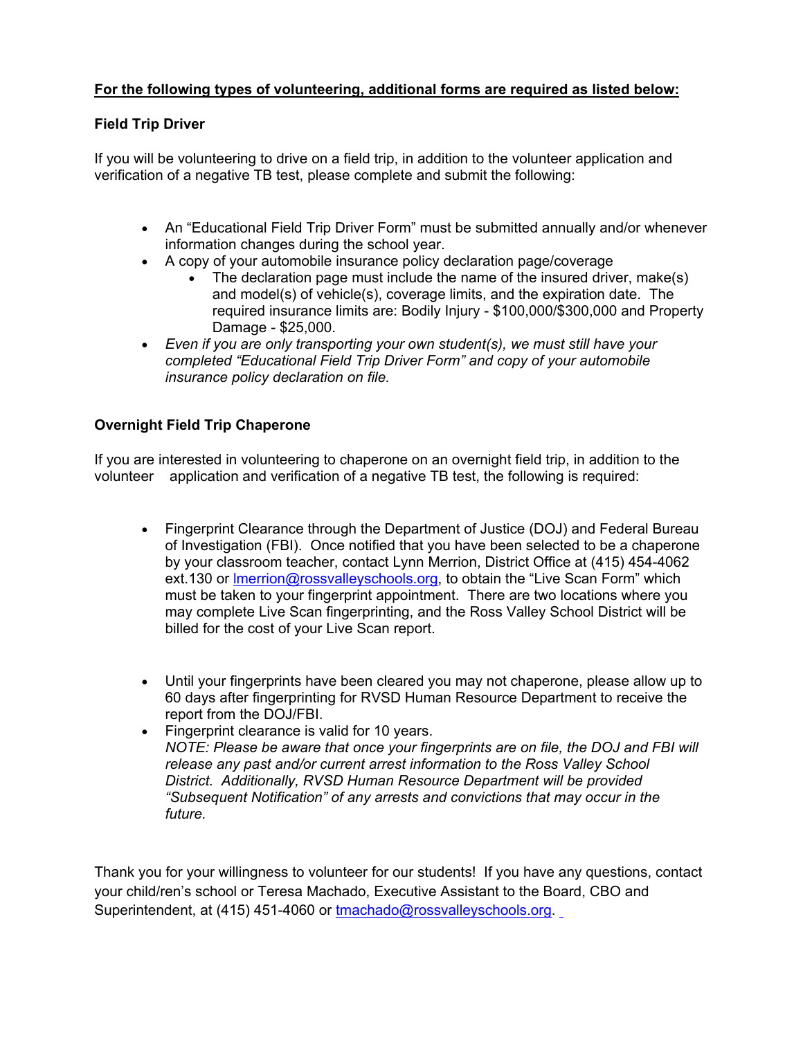**For the following types of volunteering, additional forms are required as listed below:**

**Field Trip Driver**

If you will be volunteering to drive on a field trip, in addition to the volunteer application and verification of a negative TB test, please complete and submit the following:

- An "Educational Field Trip Driver Form" must be submitted annually and/or whenever information changes during the school year.
- A copy of your automobile insurance policy declaration page/coverage
  - The declaration page must include the name of the insured driver, make(s) and model(s) of vehicle(s), coverage limits, and the expiration date. The required insurance limits are: Bodily Injury - $100,000/$300,000 and Property Damage - $25,000.
- *Even if you are only transporting your own student(s), we must still have your completed "Educational Field Trip Driver Form" and copy of your automobile insurance policy declaration on file.*

**Overnight Field Trip Chaperone**

If you are interested in volunteering to chaperone on an overnight field trip, in addition to the volunteer application and verification of a negative TB test, the following is required:

- Fingerprint Clearance through the Department of Justice (DOJ) and Federal Bureau of Investigation (FBI). Once notified that you have been selected to be a chaperone by your classroom teacher, contact Lynn Merrion, District Office at (415) 454-4062 ext.130 or lmerrion@rossvalleyschools.org, to obtain the "Live Scan Form" which must be taken to your fingerprint appointment. There are two locations where you may complete Live Scan fingerprinting, and the Ross Valley School District will be billed for the cost of your Live Scan report.

- Until your fingerprints have been cleared you may not chaperone, please allow up to 60 days after fingerprinting for RVSD Human Resource Department to receive the report from the DOJ/FBI.
- Fingerprint clearance is valid for 10 years.
  *NOTE: Please be aware that once your fingerprints are on file, the DOJ and FBI will release any past and/or current arrest information to the Ross Valley School District. Additionally, RVSD Human Resource Department will be provided "Subsequent Notification" of any arrests and convictions that may occur in the future.*

Thank you for your willingness to volunteer for our students! If you have any questions, contact your child/ren's school or Teresa Machado, Executive Assistant to the Board, CBO and Superintendent, at (415) 451-4060 or tmachado@rossvalleyschools.org.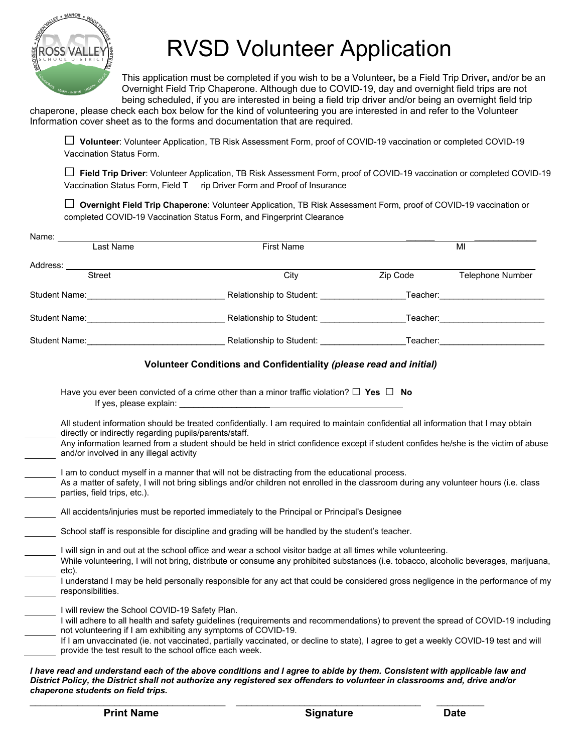# RVSD Volunteer Application

This application must be completed if you wish to be a Volunteer**,** be a Field Trip Driver**,** and/or be an Overnight Field Trip Chaperone. Although due to COVID-19, day and overnight field trips are not being scheduled, if you are interested in being a field trip driver and/or being an overnight field trip chaperone, please check each box below for the kind of volunteering you are interested in and refer to the Volunteer Information cover sheet as to the forms and documentation that are required.

☐ **Volunteer**: Volunteer Application, TB Risk Assessment Form, proof of COVID-19 vaccination or completed COVID-19 Vaccination Status Form.

☐ **Field Trip Driver**: Volunteer Application, TB Risk Assessment Form, proof of COVID-19 vaccination or completed COVID-19 Vaccination Status Form, Field T rip Driver Form and Proof of Insurance

☐ **Overnight Field Trip Chaperone**: Volunteer Application, TB Risk Assessment Form, proof of COVID-19 vaccination or completed COVID-19 Vaccination Status Form, and Fingerprint Clearance

Name: ______________________________________________________________ ______ ______________
Last Name | First Name | MI

Address: ______________________________________________________________________________
Street | City | Zip Code | Telephone Number

Student Name:______________________________ Relationship to Student: __________________Teacher:______________________

Student Name:______________________________ Relationship to Student: __________________Teacher:______________________

Student Name:______________________________ Relationship to Student: __________________Teacher:______________________

### Volunteer Conditions and Confidentiality *(please read and initial)*

Have you ever been convicted of a crime other than a minor traffic violation? ☐ **Yes** ☐ **No**
If yes, please explain: ______________________________________________

_______ All student information should be treated confidentially. I am required to maintain confidential all information that I may obtain directly or indirectly regarding pupils/parents/staff.

_______ Any information learned from a student should be held in strict confidence except if student confides he/she is the victim of abuse and/or involved in any illegal activity

_______ I am to conduct myself in a manner that will not be distracting from the educational process.

_______ As a matter of safety, I will not bring siblings and/or children not enrolled in the classroom during any volunteer hours (i.e. class parties, field trips, etc.).

_______ All accidents/injuries must be reported immediately to the Principal or Principal's Designee

_______ School staff is responsible for discipline and grading will be handled by the student's teacher.

_______ I will sign in and out at the school office and wear a school visitor badge at all times while volunteering.

_______ While volunteering, I will not bring, distribute or consume any prohibited substances (i.e. tobacco, alcoholic beverages, marijuana, etc).

_______ I understand I may be held personally responsible for any act that could be considered gross negligence in the performance of my responsibilities.

_______ I will review the School COVID-19 Safety Plan.

_______ I will adhere to all health and safety guidelines (requirements and recommendations) to prevent the spread of COVID-19 including not volunteering if I am exhibiting any symptoms of COVID-19.

_______ If I am unvaccinated (ie. not vaccinated, partially vaccinated, or decline to state), I agree to get a weekly COVID-19 test and will provide the test result to the school office each week.

***I have read and understand each of the above conditions and I agree to abide by them. Consistent with applicable law and District Policy, the District shall not authorize any registered sex offenders to volunteer in classrooms and, drive and/or chaperone students on field trips.***

______________________________ ______________________________ __________
**Print Name** | **Signature** | **Date**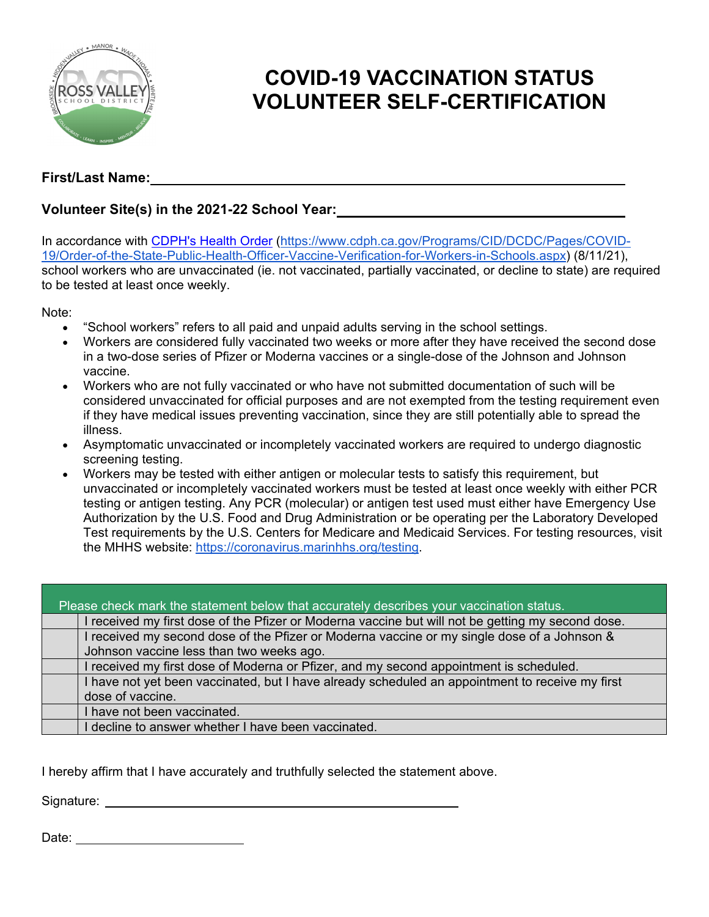# COVID-19 VACCINATION STATUS VOLUNTEER SELF-CERTIFICATION

**First/Last Name:** ______________________________________________

**Volunteer Site(s) in the 2021-22 School Year:** ______________________________

In accordance with [CDPH's Health Order](https://www.cdph.ca.gov/Programs/CID/DCDC/Pages/COVID-19/Order-of-the-State-Public-Health-Officer-Vaccine-Verification-for-Workers-in-Schools.aspx) (https://www.cdph.ca.gov/Programs/CID/DCDC/Pages/COVID-19/Order-of-the-State-Public-Health-Officer-Vaccine-Verification-for-Workers-in-Schools.aspx) (8/11/21), school workers who are unvaccinated (ie. not vaccinated, partially vaccinated, or decline to state) are required to be tested at least once weekly.

Note:

- "School workers" refers to all paid and unpaid adults serving in the school settings.
- Workers are considered fully vaccinated two weeks or more after they have received the second dose in a two-dose series of Pfizer or Moderna vaccines or a single-dose of the Johnson and Johnson vaccine.
- Workers who are not fully vaccinated or who have not submitted documentation of such will be considered unvaccinated for official purposes and are not exempted from the testing requirement even if they have medical issues preventing vaccination, since they are still potentially able to spread the illness.
- Asymptomatic unvaccinated or incompletely vaccinated workers are required to undergo diagnostic screening testing.
- Workers may be tested with either antigen or molecular tests to satisfy this requirement, but unvaccinated or incompletely vaccinated workers must be tested at least once weekly with either PCR testing or antigen testing. Any PCR (molecular) or antigen test used must either have Emergency Use Authorization by the U.S. Food and Drug Administration or be operating per the Laboratory Developed Test requirements by the U.S. Centers for Medicare and Medicaid Services. For testing resources, visit the MHHS website: https://coronavirus.marinhhs.org/testing.

| Please check mark the statement below that accurately describes your vaccination status. | |
|---|---|
| | I received my first dose of the Pfizer or Moderna vaccine but will not be getting my second dose. |
| | I received my second dose of the Pfizer or Moderna vaccine or my single dose of a Johnson & Johnson vaccine less than two weeks ago. |
| | I received my first dose of Moderna or Pfizer, and my second appointment is scheduled. |
| | I have not yet been vaccinated, but I have already scheduled an appointment to receive my first dose of vaccine. |
| | I have not been vaccinated. |
| | I decline to answer whether I have been vaccinated. |

I hereby affirm that I have accurately and truthfully selected the statement above.

Signature: ______________________________________________

Date: ______________________